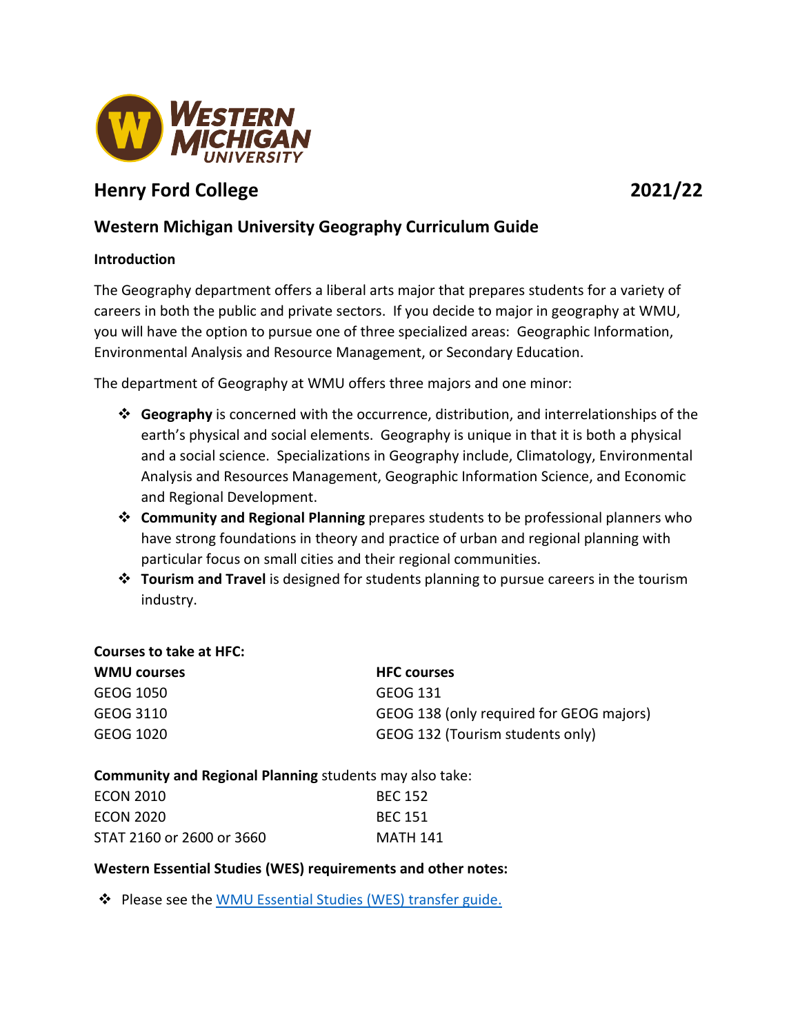# Henry Ford College 2021/22

## Western Michigan University Geography Curriculum Guide

### Introduction

The Geography department offers a liberal arts major that prepares students for a variety of careers in both the public and private sectors. If you decide to major in geography at WMU, you will have the option to pursue one of three specialized areas: Geographic Information, Environmental Analysis and Resource Management, or Secondary Education.

The department of Geography at WMU offers three majors and one minor:

- **Geography** is concerned with the occurrence, distribution, and interrelationships of the earth's physical and social elements. Geography is unique in that it is both a physical and a social science. Specializations in Geography include, Climatology, Environmental Analysis and Resources Management, Geographic Information Science, and Economic and Regional Development.
- **Community and Regional Planning** prepares students to be professional planners who have strong foundations in theory and practice of urban and regional planning with particular focus on small cities and their regional communities.
- **Tourism and Travel** is designed for students planning to pursue careers in the tourism industry.

**Courses to take at HFC:**

| WMU courses | HFC courses |
| --- | --- |
| GEOG 1050 | GEOG 131 |
| GEOG 3110 | GEOG 138 (only required for GEOG majors) |
| GEOG 1020 | GEOG 132 (Tourism students only) |

**Community and Regional Planning** students may also take:

| | |
| --- | --- |
| ECON 2010 | BEC 152 |
| ECON 2020 | BEC 151 |
| STAT 2160 or 2600 or 3660 | MATH 141 |

**Western Essential Studies (WES) requirements and other notes:**

- Please see the WMU Essential Studies (WES) transfer guide.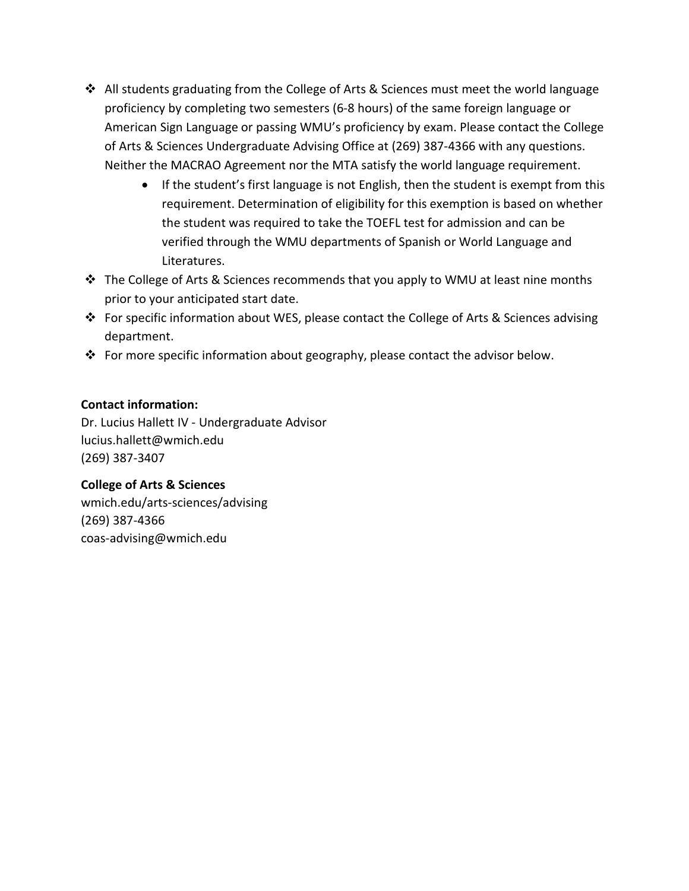- All students graduating from the College of Arts & Sciences must meet the world language proficiency by completing two semesters (6-8 hours) of the same foreign language or American Sign Language or passing WMU's proficiency by exam. Please contact the College of Arts & Sciences Undergraduate Advising Office at (269) 387-4366 with any questions. Neither the MACRAO Agreement nor the MTA satisfy the world language requirement.
    - If the student's first language is not English, then the student is exempt from this requirement. Determination of eligibility for this exemption is based on whether the student was required to take the TOEFL test for admission and can be verified through the WMU departments of Spanish or World Language and Literatures.
- The College of Arts & Sciences recommends that you apply to WMU at least nine months prior to your anticipated start date.
- For specific information about WES, please contact the College of Arts & Sciences advising department.
- For more specific information about geography, please contact the advisor below.

**Contact information:**
Dr. Lucius Hallett IV - Undergraduate Advisor
lucius.hallett@wmich.edu
(269) 387-3407

**College of Arts & Sciences**
wmich.edu/arts-sciences/advising
(269) 387-4366
coas-advising@wmich.edu